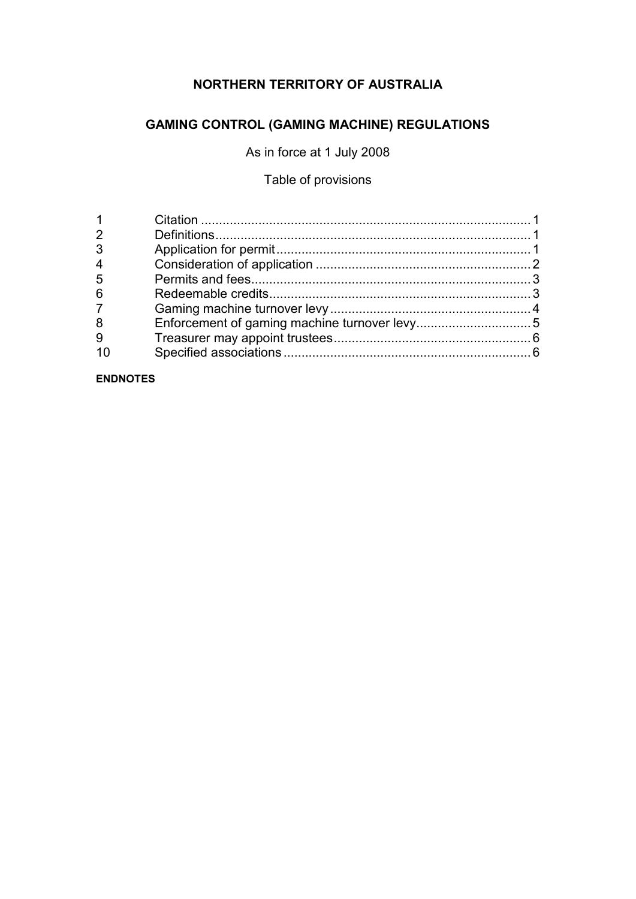# NORTHERN TERRITORY OF AUSTRALIA

## GAMING CONTROL (GAMING MACHINE) REGULATIONS

As in force at 1 July 2008

Table of provisions

| | | |
|---|---|---|
| 1 | Citation | 1 |
| 2 | Definitions | 1 |
| 3 | Application for permit | 1 |
| 4 | Consideration of application | 2 |
| 5 | Permits and fees | 3 |
| 6 | Redeemable credits | 3 |
| 7 | Gaming machine turnover levy | 4 |
| 8 | Enforcement of gaming machine turnover levy | 5 |
| 9 | Treasurer may appoint trustees | 6 |
| 10 | Specified associations | 6 |

**ENDNOTES**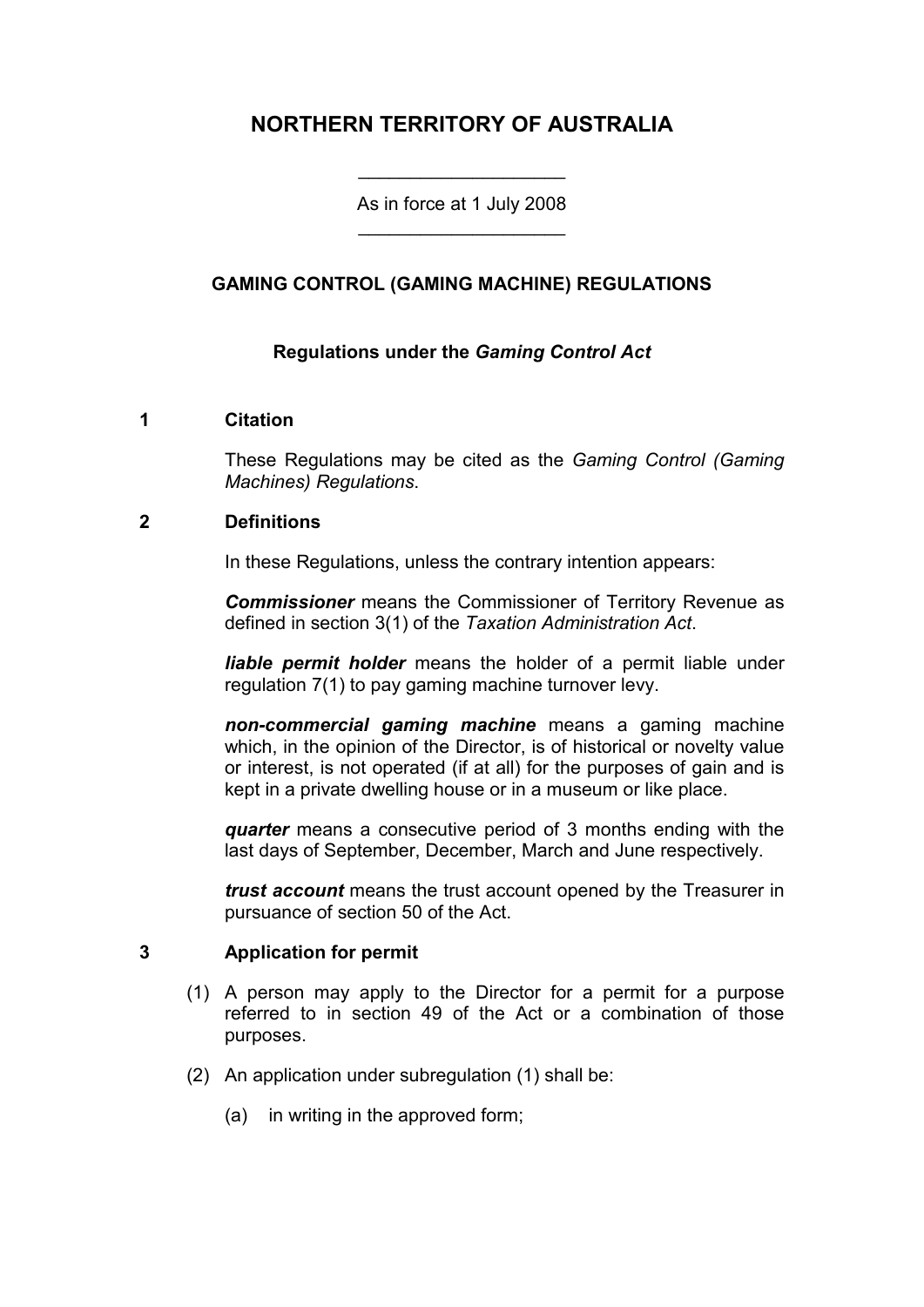# NORTHERN TERRITORY OF AUSTRALIA

---

As in force at 1 July 2008

---

## GAMING CONTROL (GAMING MACHINE) REGULATIONS

### Regulations under the *Gaming Control Act*

### 1 Citation

These Regulations may be cited as the *Gaming Control (Gaming Machines) Regulations*.

### 2 Definitions

In these Regulations, unless the contrary intention appears:

***Commissioner*** means the Commissioner of Territory Revenue as defined in section 3(1) of the *Taxation Administration Act*.

***liable permit holder*** means the holder of a permit liable under regulation 7(1) to pay gaming machine turnover levy.

***non-commercial gaming machine*** means a gaming machine which, in the opinion of the Director, is of historical or novelty value or interest, is not operated (if at all) for the purposes of gain and is kept in a private dwelling house or in a museum or like place.

***quarter*** means a consecutive period of 3 months ending with the last days of September, December, March and June respectively.

***trust account*** means the trust account opened by the Treasurer in pursuance of section 50 of the Act.

### 3 Application for permit

(1) A person may apply to the Director for a permit for a purpose referred to in section 49 of the Act or a combination of those purposes.

(2) An application under subregulation (1) shall be:

(a) in writing in the approved form;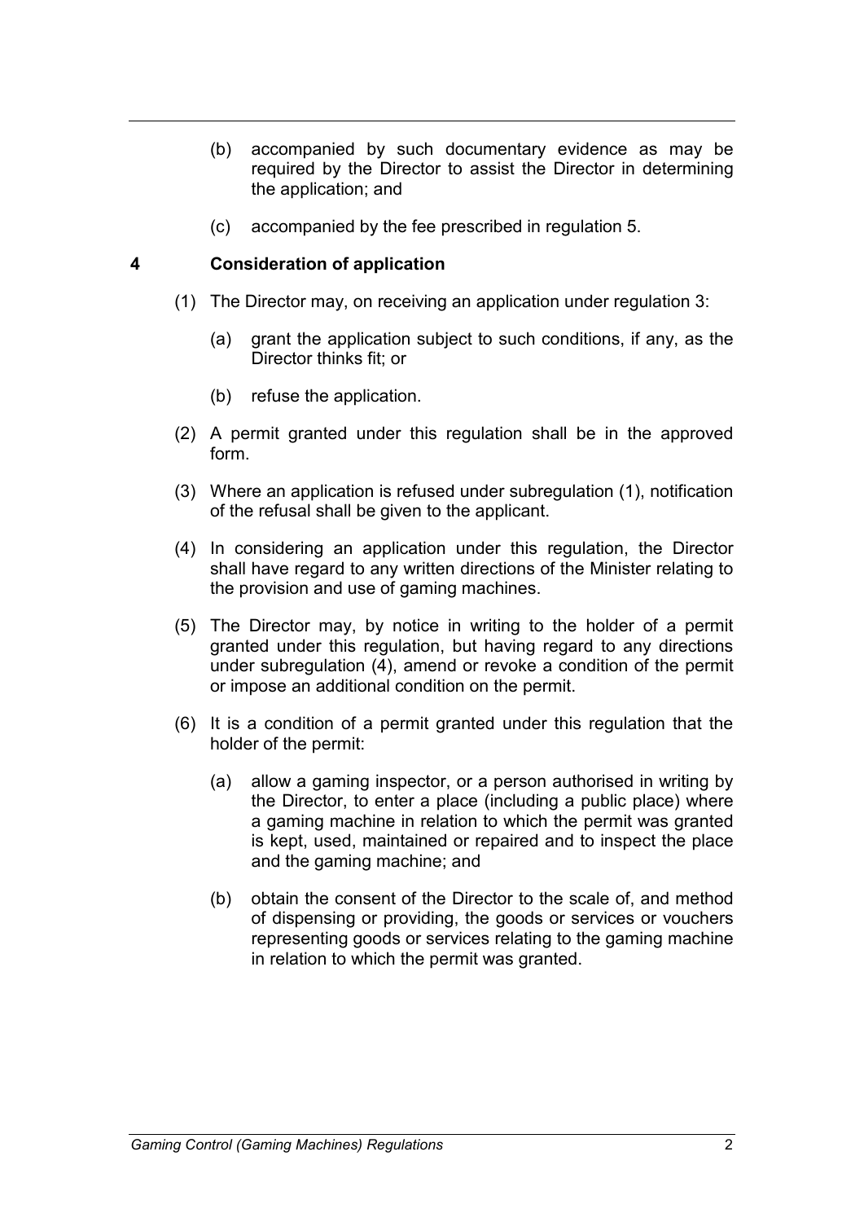(b) accompanied by such documentary evidence as may be required by the Director to assist the Director in determining the application; and

(c) accompanied by the fee prescribed in regulation 5.

## 4 Consideration of application

(1) The Director may, on receiving an application under regulation 3:

(a) grant the application subject to such conditions, if any, as the Director thinks fit; or

(b) refuse the application.

(2) A permit granted under this regulation shall be in the approved form.

(3) Where an application is refused under subregulation (1), notification of the refusal shall be given to the applicant.

(4) In considering an application under this regulation, the Director shall have regard to any written directions of the Minister relating to the provision and use of gaming machines.

(5) The Director may, by notice in writing to the holder of a permit granted under this regulation, but having regard to any directions under subregulation (4), amend or revoke a condition of the permit or impose an additional condition on the permit.

(6) It is a condition of a permit granted under this regulation that the holder of the permit:

(a) allow a gaming inspector, or a person authorised in writing by the Director, to enter a place (including a public place) where a gaming machine in relation to which the permit was granted is kept, used, maintained or repaired and to inspect the place and the gaming machine; and

(b) obtain the consent of the Director to the scale of, and method of dispensing or providing, the goods or services or vouchers representing goods or services relating to the gaming machine in relation to which the permit was granted.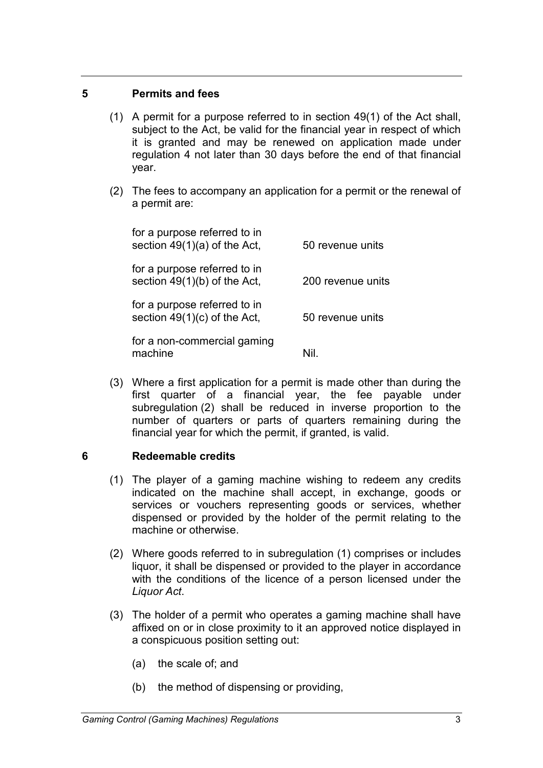## 5 Permits and fees

(1) A permit for a purpose referred to in section 49(1) of the Act shall, subject to the Act, be valid for the financial year in respect of which it is granted and may be renewed on application made under regulation 4 not later than 30 days before the end of that financial year.

(2) The fees to accompany an application for a permit or the renewal of a permit are:

| | |
|---|---|
| for a purpose referred to in section 49(1)(a) of the Act, | 50 revenue units |
| for a purpose referred to in section 49(1)(b) of the Act, | 200 revenue units |
| for a purpose referred to in section 49(1)(c) of the Act, | 50 revenue units |
| for a non-commercial gaming machine | Nil. |

(3) Where a first application for a permit is made other than during the first quarter of a financial year, the fee payable under subregulation (2) shall be reduced in inverse proportion to the number of quarters or parts of quarters remaining during the financial year for which the permit, if granted, is valid.

## 6 Redeemable credits

(1) The player of a gaming machine wishing to redeem any credits indicated on the machine shall accept, in exchange, goods or services or vouchers representing goods or services, whether dispensed or provided by the holder of the permit relating to the machine or otherwise.

(2) Where goods referred to in subregulation (1) comprises or includes liquor, it shall be dispensed or provided to the player in accordance with the conditions of the licence of a person licensed under the *Liquor Act*.

(3) The holder of a permit who operates a gaming machine shall have affixed on or in close proximity to it an approved notice displayed in a conspicuous position setting out:

(a) the scale of; and

(b) the method of dispensing or providing,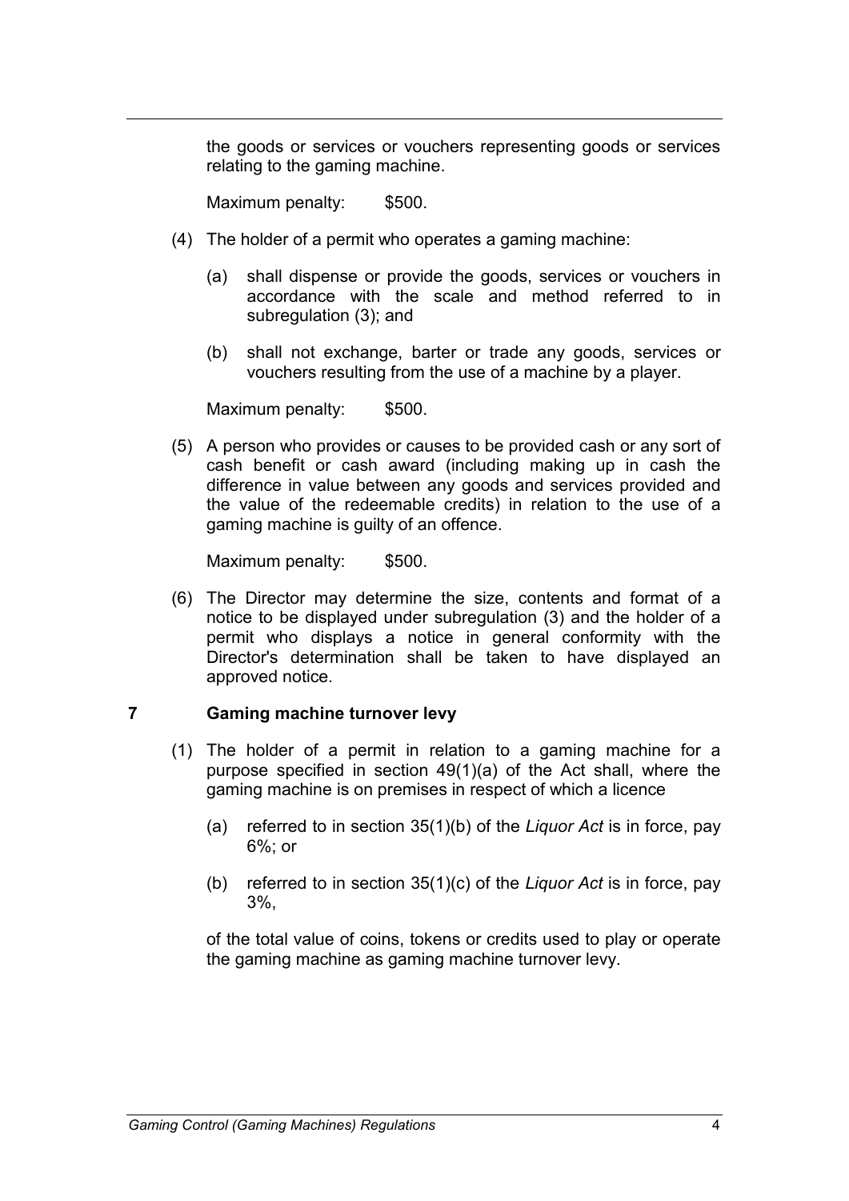the goods or services or vouchers representing goods or services relating to the gaming machine.

Maximum penalty: $500.

(4) The holder of a permit who operates a gaming machine:

(a) shall dispense or provide the goods, services or vouchers in accordance with the scale and method referred to in subregulation (3); and

(b) shall not exchange, barter or trade any goods, services or vouchers resulting from the use of a machine by a player.

Maximum penalty: $500.

(5) A person who provides or causes to be provided cash or any sort of cash benefit or cash award (including making up in cash the difference in value between any goods and services provided and the value of the redeemable credits) in relation to the use of a gaming machine is guilty of an offence.

Maximum penalty: $500.

(6) The Director may determine the size, contents and format of a notice to be displayed under subregulation (3) and the holder of a permit who displays a notice in general conformity with the Director's determination shall be taken to have displayed an approved notice.

## 7 Gaming machine turnover levy

(1) The holder of a permit in relation to a gaming machine for a purpose specified in section 49(1)(a) of the Act shall, where the gaming machine is on premises in respect of which a licence

(a) referred to in section 35(1)(b) of the *Liquor Act* is in force, pay 6%; or

(b) referred to in section 35(1)(c) of the *Liquor Act* is in force, pay 3%,

of the total value of coins, tokens or credits used to play or operate the gaming machine as gaming machine turnover levy.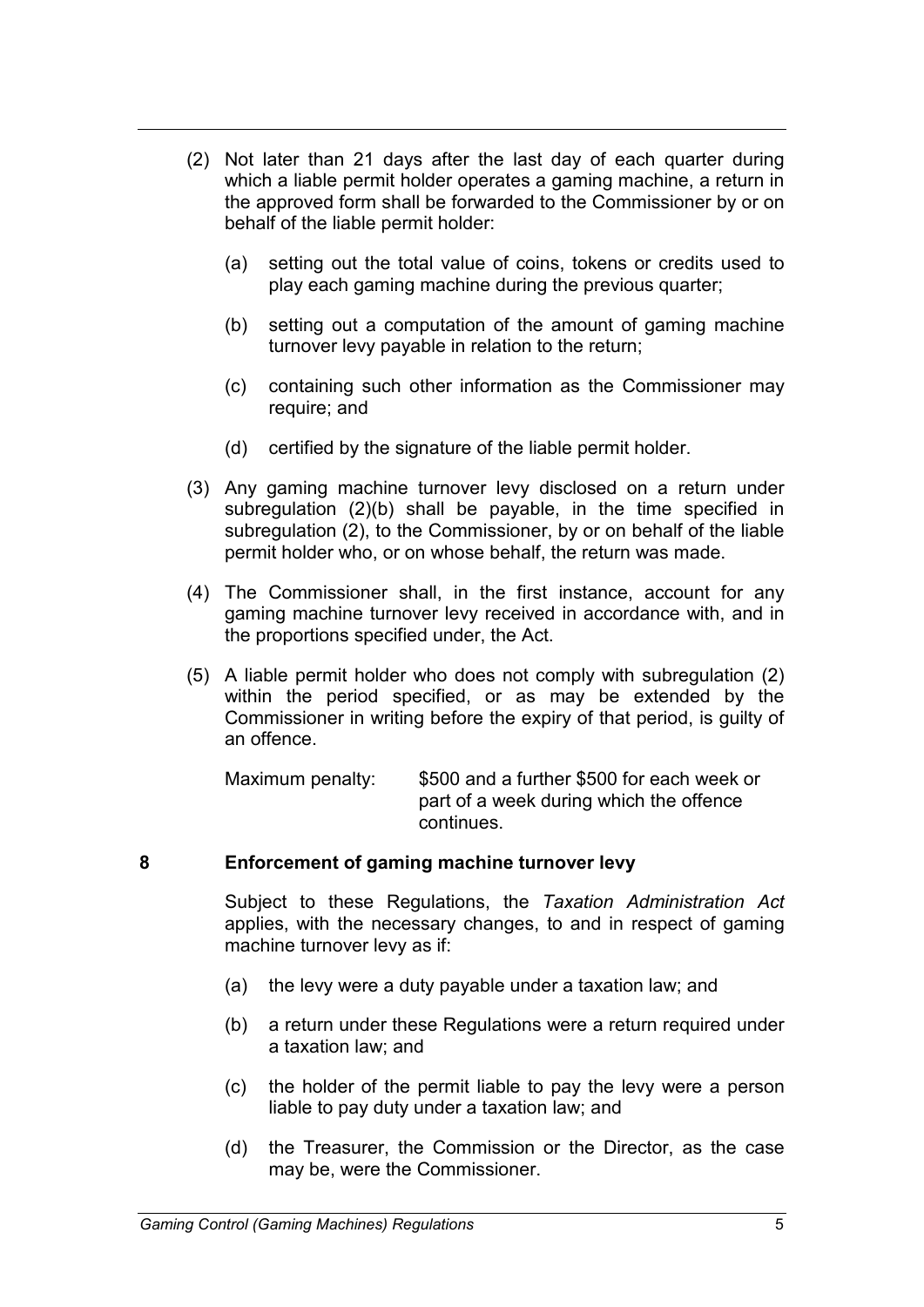(2) Not later than 21 days after the last day of each quarter during which a liable permit holder operates a gaming machine, a return in the approved form shall be forwarded to the Commissioner by or on behalf of the liable permit holder:

   (a) setting out the total value of coins, tokens or credits used to play each gaming machine during the previous quarter;

   (b) setting out a computation of the amount of gaming machine turnover levy payable in relation to the return;

   (c) containing such other information as the Commissioner may require; and

   (d) certified by the signature of the liable permit holder.

(3) Any gaming machine turnover levy disclosed on a return under subregulation (2)(b) shall be payable, in the time specified in subregulation (2), to the Commissioner, by or on behalf of the liable permit holder who, or on whose behalf, the return was made.

(4) The Commissioner shall, in the first instance, account for any gaming machine turnover levy received in accordance with, and in the proportions specified under, the Act.

(5) A liable permit holder who does not comply with subregulation (2) within the period specified, or as may be extended by the Commissioner in writing before the expiry of that period, is guilty of an offence.

   Maximum penalty: $500 and a further $500 for each week or part of a week during which the offence continues.

## 8 Enforcement of gaming machine turnover levy

Subject to these Regulations, the *Taxation Administration Act* applies, with the necessary changes, to and in respect of gaming machine turnover levy as if:

(a) the levy were a duty payable under a taxation law; and

(b) a return under these Regulations were a return required under a taxation law; and

(c) the holder of the permit liable to pay the levy were a person liable to pay duty under a taxation law; and

(d) the Treasurer, the Commission or the Director, as the case may be, were the Commissioner.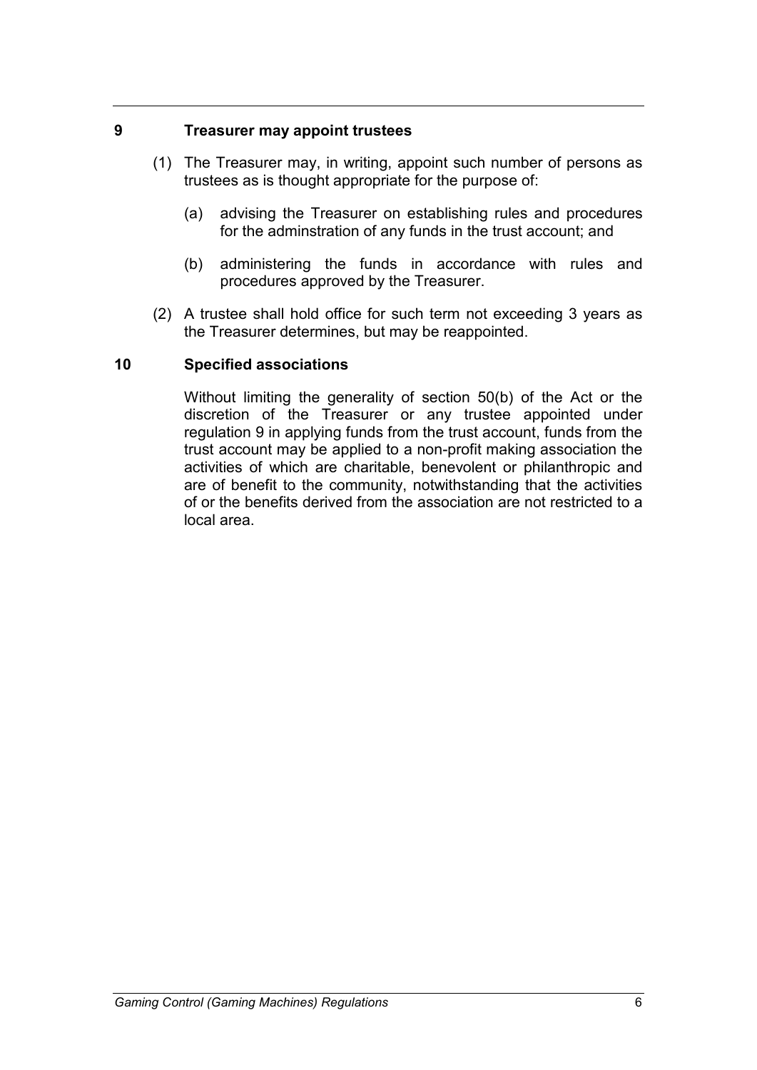## 9 Treasurer may appoint trustees

(1) The Treasurer may, in writing, appoint such number of persons as trustees as is thought appropriate for the purpose of:

(a) advising the Treasurer on establishing rules and procedures for the adminstration of any funds in the trust account; and

(b) administering the funds in accordance with rules and procedures approved by the Treasurer.

(2) A trustee shall hold office for such term not exceeding 3 years as the Treasurer determines, but may be reappointed.

## 10 Specified associations

Without limiting the generality of section 50(b) of the Act or the discretion of the Treasurer or any trustee appointed under regulation 9 in applying funds from the trust account, funds from the trust account may be applied to a non-profit making association the activities of which are charitable, benevolent or philanthropic and are of benefit to the community, notwithstanding that the activities of or the benefits derived from the association are not restricted to a local area.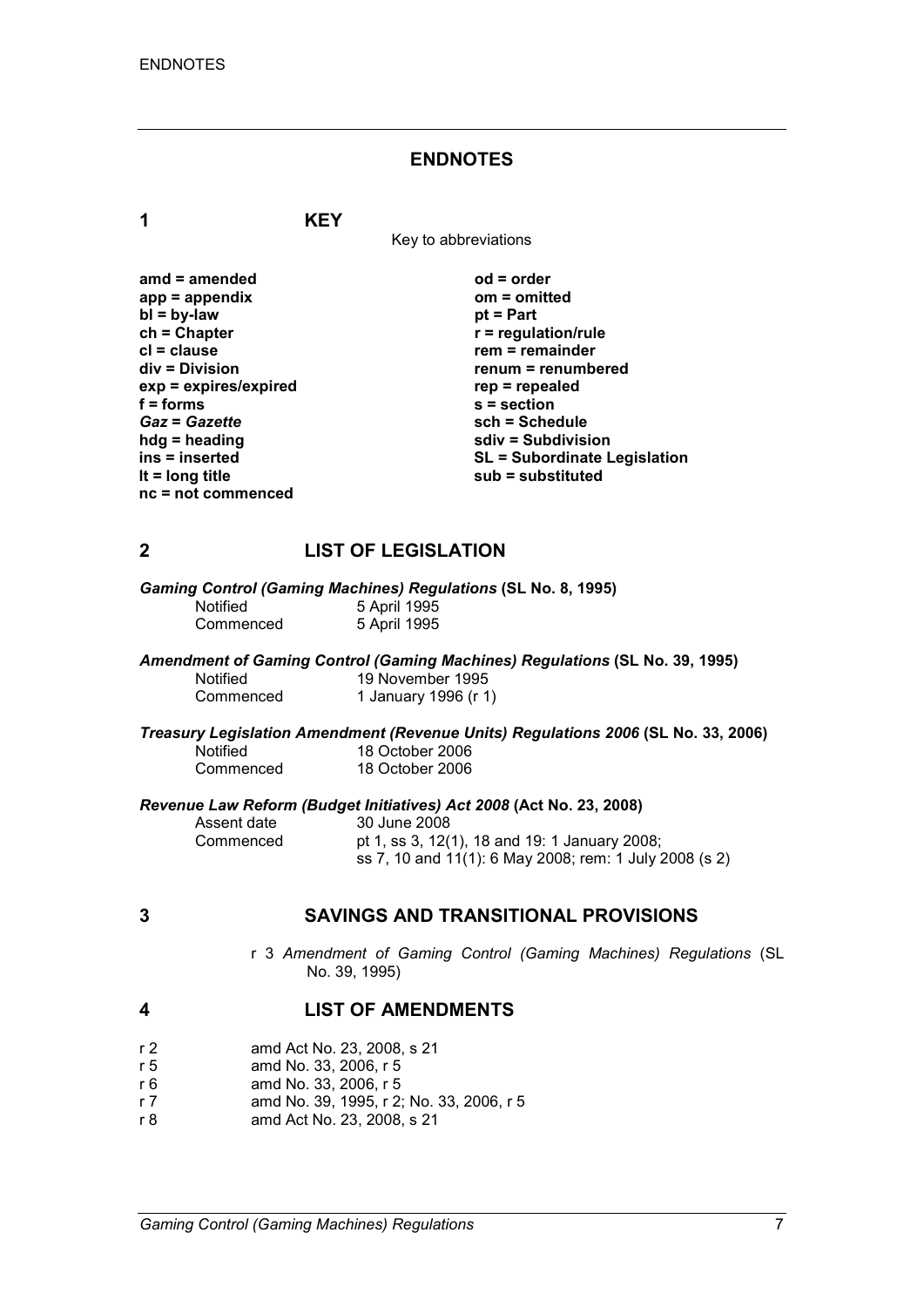# ENDNOTES

## 1 KEY

Key to abbreviations

| | |
|---|---|
| **amd = amended** | **od = order** |
| **app = appendix** | **om = omitted** |
| **bl = by-law** | **pt = Part** |
| **ch = Chapter** | **r = regulation/rule** |
| **cl = clause** | **rem = remainder** |
| **div = Division** | **renum = renumbered** |
| **exp = expires/expired** | **rep = repealed** |
| **f = forms** | **s = section** |
| ***Gaz* = *Gazette*** | **sch = Schedule** |
| **hdg = heading** | **sdiv = Subdivision** |
| **ins = inserted** | **SL = Subordinate Legislation** |
| **lt = long title** | **sub = substituted** |
| **nc = not commenced** | |

## 2 LIST OF LEGISLATION

***Gaming Control (Gaming Machines) Regulations* (SL No. 8, 1995)**

| | |
|---|---|
| Notified | 5 April 1995 |
| Commenced | 5 April 1995 |

***Amendment of Gaming Control (Gaming Machines) Regulations* (SL No. 39, 1995)**

| | |
|---|---|
| Notified | 19 November 1995 |
| Commenced | 1 January 1996 (r 1) |

***Treasury Legislation Amendment (Revenue Units) Regulations 2006* (SL No. 33, 2006)**

| | |
|---|---|
| Notified | 18 October 2006 |
| Commenced | 18 October 2006 |

***Revenue Law Reform (Budget Initiatives) Act 2008* (Act No. 23, 2008)**

| | |
|---|---|
| Assent date | 30 June 2008 |
| Commenced | pt 1, ss 3, 12(1), 18 and 19: 1 January 2008; ss 7, 10 and 11(1): 6 May 2008; rem: 1 July 2008 (s 2) |

## 3 SAVINGS AND TRANSITIONAL PROVISIONS

r 3 *Amendment of Gaming Control (Gaming Machines) Regulations* (SL No. 39, 1995)

## 4 LIST OF AMENDMENTS

| | |
|---|---|
| r 2 | amd Act No. 23, 2008, s 21 |
| r 5 | amd No. 33, 2006, r 5 |
| r 6 | amd No. 33, 2006, r 5 |
| r 7 | amd No. 39, 1995, r 2; No. 33, 2006, r 5 |
| r 8 | amd Act No. 23, 2008, s 21 |